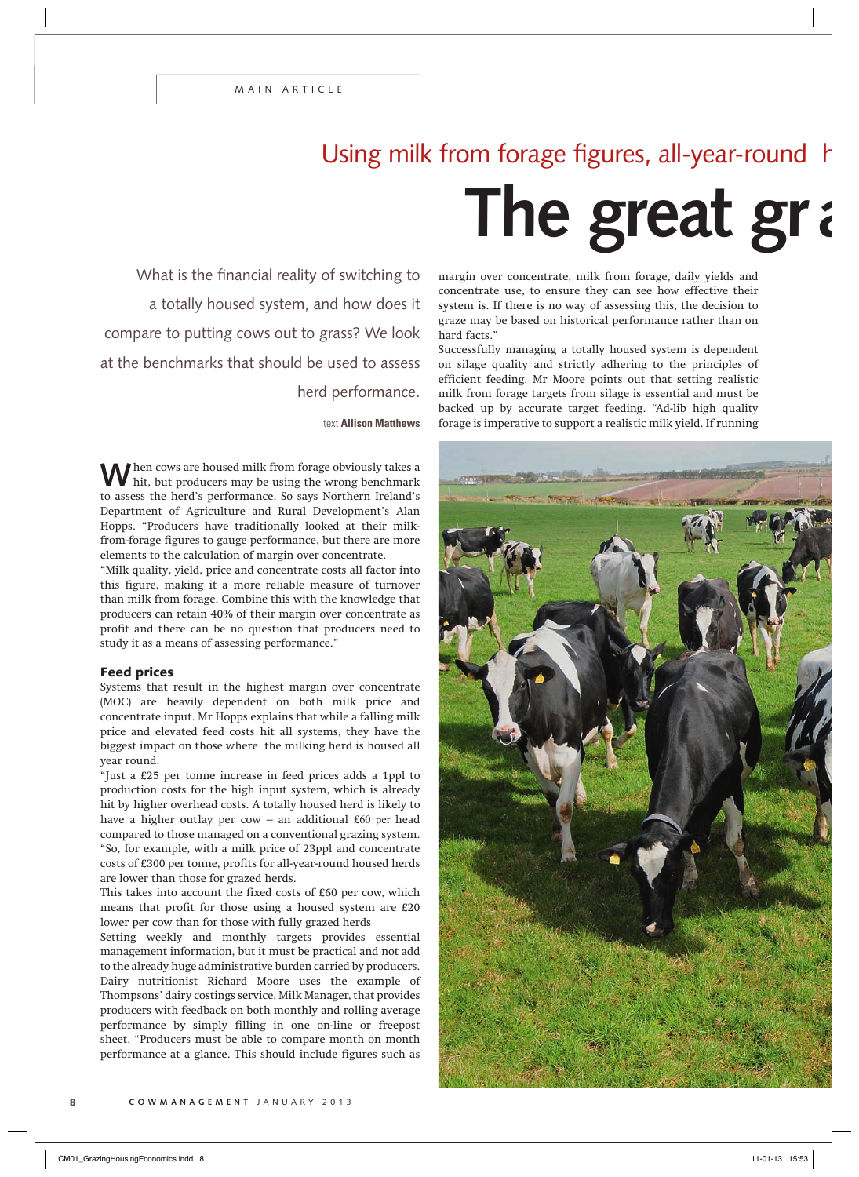Using milk from forage figures, all-year-round h

# The great gr

What is the financial reality of switching to a totally housed system, and how does it compare to putting cows out to grass? We look at the benchmarks that should be used to assess herd performance.

text **Allison Matthews**

When cows are housed milk from forage obviously takes a hit, but producers may be using the wrong benchmark to assess the herd's performance. So says Northern Ireland's Department of Agriculture and Rural Development's Alan Hopps. "Producers have traditionally looked at their milk-from-forage figures to gauge performance, but there are more elements to the calculation of margin over concentrate.

"Milk quality, yield, price and concentrate costs all factor into this figure, making it a more reliable measure of turnover than milk from forage. Combine this with the knowledge that producers can retain 40% of their margin over concentrate as profit and there can be no question that producers need to study it as a means of assessing performance."

## Feed prices

Systems that result in the highest margin over concentrate (MOC) are heavily dependent on both milk price and concentrate input. Mr Hopps explains that while a falling milk price and elevated feed costs hit all systems, they have the biggest impact on those where the milking herd is housed all year round.

"Just a £25 per tonne increase in feed prices adds a 1ppl to production costs for the high input system, which is already hit by higher overhead costs. A totally housed herd is likely to have a higher outlay per cow – an additional £60 per head compared to those managed on a conventional grazing system.

"So, for example, with a milk price of 23ppl and concentrate costs of £300 per tonne, profits for all-year-round housed herds are lower than those for grazed herds.

This takes into account the fixed costs of £60 per cow, which means that profit for those using a housed system are £20 lower per cow than for those with fully grazed herds

Setting weekly and monthly targets provides essential management information, but it must be practical and not add to the already huge administrative burden carried by producers. Dairy nutritionist Richard Moore uses the example of Thompsons' dairy costings service, Milk Manager, that provides producers with feedback on both monthly and rolling average performance by simply filling in one on-line or freepost sheet. "Producers must be able to compare month on month performance at a glance. This should include figures such as margin over concentrate, milk from forage, daily yields and concentrate use, to ensure they can see how effective their system is. If there is no way of assessing this, the decision to graze may be based on historical performance rather than on hard facts."

Successfully managing a totally housed system is dependent on silage quality and strictly adhering to the principles of efficient feeding. Mr Moore points out that setting realistic milk from forage targets from silage is essential and must be backed up by accurate target feeding. "Ad-lib high quality forage is imperative to support a realistic milk yield. If running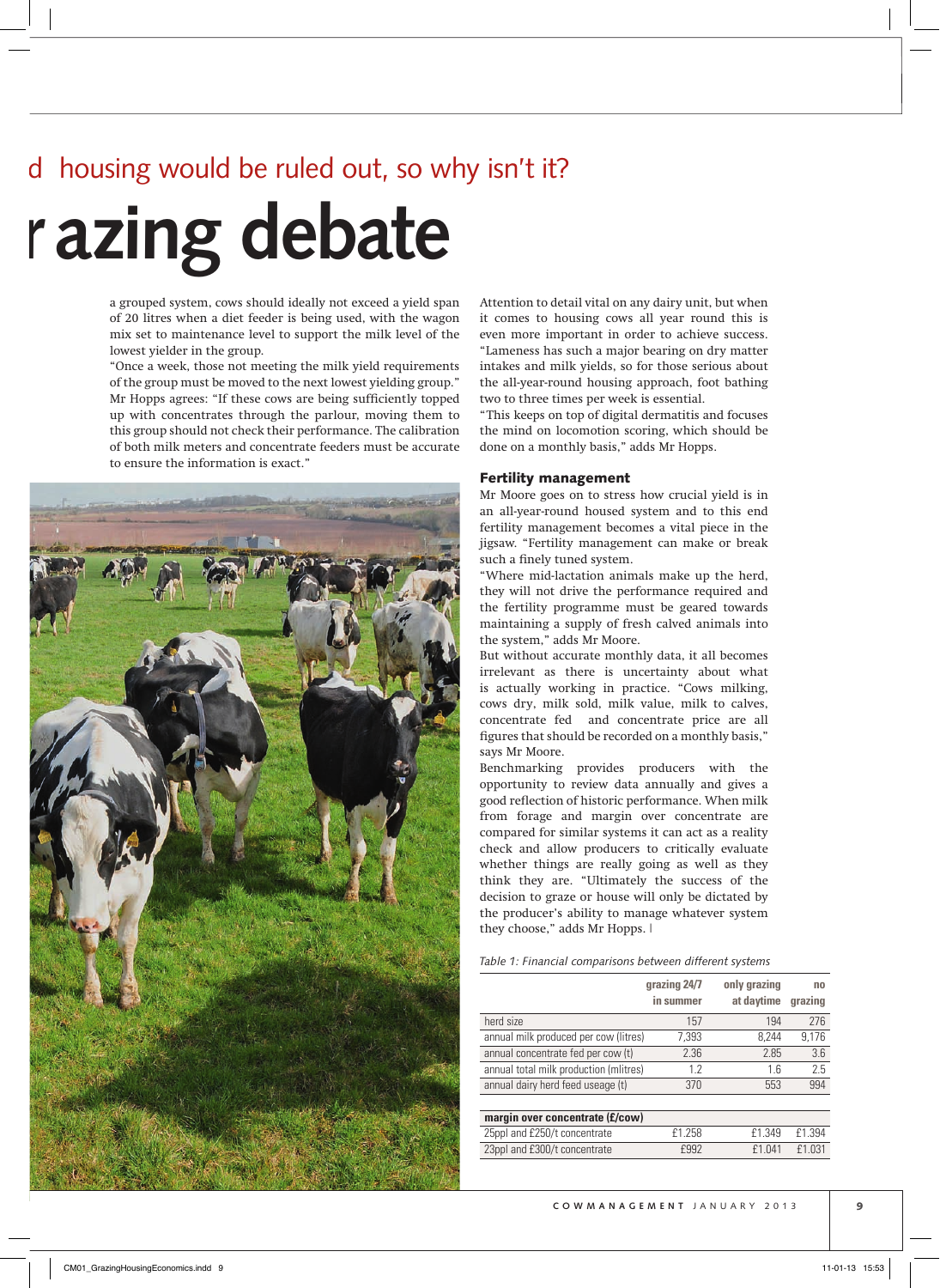# d housing would be ruled out, so why isn't it?

# razing debate

a grouped system, cows should ideally not exceed a yield span of 20 litres when a diet feeder is being used, with the wagon mix set to maintenance level to support the milk level of the lowest yielder in the group.

"Once a week, those not meeting the milk yield requirements of the group must be moved to the next lowest yielding group." Mr Hopps agrees: "If these cows are being sufficiently topped up with concentrates through the parlour, moving them to this group should not check their performance. The calibration of both milk meters and concentrate feeders must be accurate to ensure the information is exact."

Attention to detail vital on any dairy unit, but when it comes to housing cows all year round this is even more important in order to achieve success. "Lameness has such a major bearing on dry matter intakes and milk yields, so for those serious about the all-year-round housing approach, foot bathing two to three times per week is essential.

"This keeps on top of digital dermatitis and focuses the mind on locomotion scoring, which should be done on a monthly basis," adds Mr Hopps.

### Fertility management

Mr Moore goes on to stress how crucial yield is in an all-year-round housed system and to this end fertility management becomes a vital piece in the jigsaw. "Fertility management can make or break such a finely tuned system.

"Where mid-lactation animals make up the herd, they will not drive the performance required and the fertility programme must be geared towards maintaining a supply of fresh calved animals into the system," adds Mr Moore.

But without accurate monthly data, it all becomes irrelevant as there is uncertainty about what is actually working in practice. "Cows milking, cows dry, milk sold, milk value, milk to calves, concentrate fed and concentrate price are all figures that should be recorded on a monthly basis," says Mr Moore.

Benchmarking provides producers with the opportunity to review data annually and gives a good reflection of historic performance. When milk from forage and margin over concentrate are compared for similar systems it can act as a reality check and allow producers to critically evaluate whether things are really going as well as they think they are. "Ultimately the success of the decision to graze or house will only be dictated by the producer's ability to manage whatever system they choose," adds Mr Hopps.

*Table 1: Financial comparisons between different systems*

| | grazing 24/7 in summer | only grazing at daytime | no grazing |
|---|---|---|---|
| herd size | 157 | 194 | 276 |
| annual milk produced per cow (litres) | 7,393 | 8,244 | 9,176 |
| annual concentrate fed per cow (t) | 2.36 | 2.85 | 3.6 |
| annual total milk production (mlitres) | 1.2 | 1.6 | 2.5 |
| annual dairy herd feed useage (t) | 370 | 553 | 994 |
| **margin over concentrate (£/cow)** | | | |
| 25ppl and £250/t concentrate | £1.258 | £1.349 | £1.394 |
| 23ppl and £300/t concentrate | £992 | £1.041 | £1.031 |